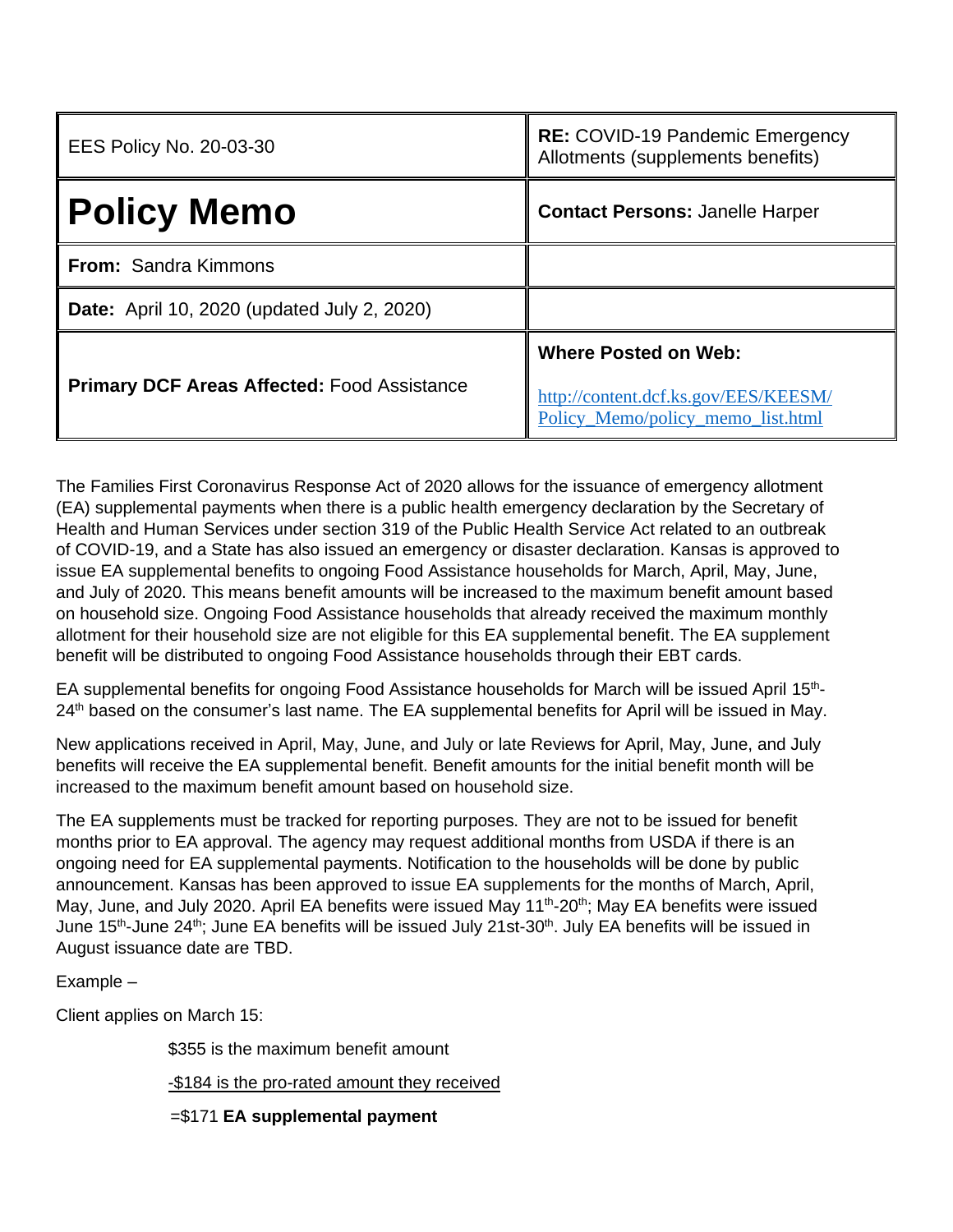| EES Policy No. 20-03-30 | **RE:** COVID-19 Pandemic Emergency Allotments (supplements benefits) |
|---|---|
| **Policy Memo** | **Contact Persons:** Janelle Harper |
| **From:** Sandra Kimmons | |
| **Date:** April 10, 2020 (updated July 2, 2020) | |
| **Primary DCF Areas Affected:** Food Assistance | **Where Posted on Web:** http://content.dcf.ks.gov/EES/KEESM/Policy_Memo/policy_memo_list.html |

The Families First Coronavirus Response Act of 2020 allows for the issuance of emergency allotment (EA) supplemental payments when there is a public health emergency declaration by the Secretary of Health and Human Services under section 319 of the Public Health Service Act related to an outbreak of COVID-19, and a State has also issued an emergency or disaster declaration. Kansas is approved to issue EA supplemental benefits to ongoing Food Assistance households for March, April, May, June, and July of 2020. This means benefit amounts will be increased to the maximum benefit amount based on household size. Ongoing Food Assistance households that already received the maximum monthly allotment for their household size are not eligible for this EA supplemental benefit. The EA supplement benefit will be distributed to ongoing Food Assistance households through their EBT cards.

EA supplemental benefits for ongoing Food Assistance households for March will be issued April 15th-24th based on the consumer's last name. The EA supplemental benefits for April will be issued in May.

New applications received in April, May, June, and July or late Reviews for April, May, June, and July benefits will receive the EA supplemental benefit. Benefit amounts for the initial benefit month will be increased to the maximum benefit amount based on household size.

The EA supplements must be tracked for reporting purposes. They are not to be issued for benefit months prior to EA approval. The agency may request additional months from USDA if there is an ongoing need for EA supplemental payments. Notification to the households will be done by public announcement. Kansas has been approved to issue EA supplements for the months of March, April, May, June, and July 2020. April EA benefits were issued May 11th-20th; May EA benefits were issued June 15th-June 24th; June EA benefits will be issued July 21st-30th. July EA benefits will be issued in August issuance date are TBD.

Example –

Client applies on March 15:

$355 is the maximum benefit amount

-$184 is the pro-rated amount they received

=$171 **EA supplemental payment**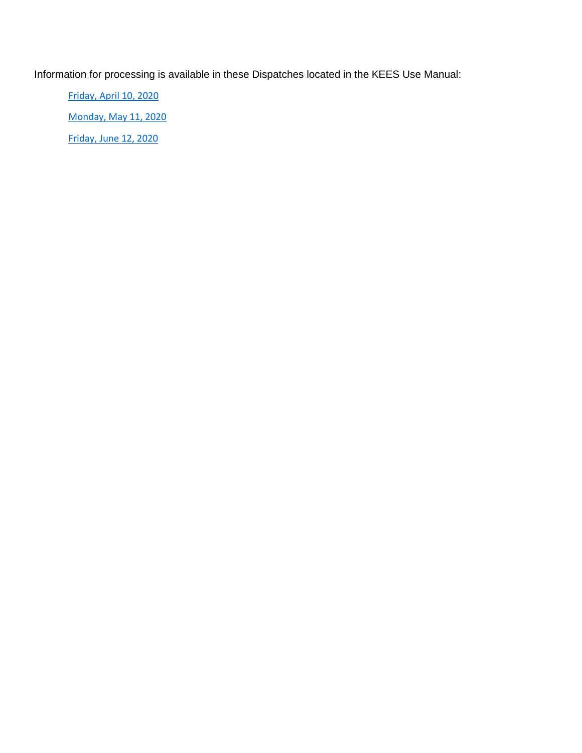Information for processing is available in these Dispatches located in the KEES Use Manual:

- Friday, April 10, 2020
- Monday, May 11, 2020
- Friday, June 12, 2020